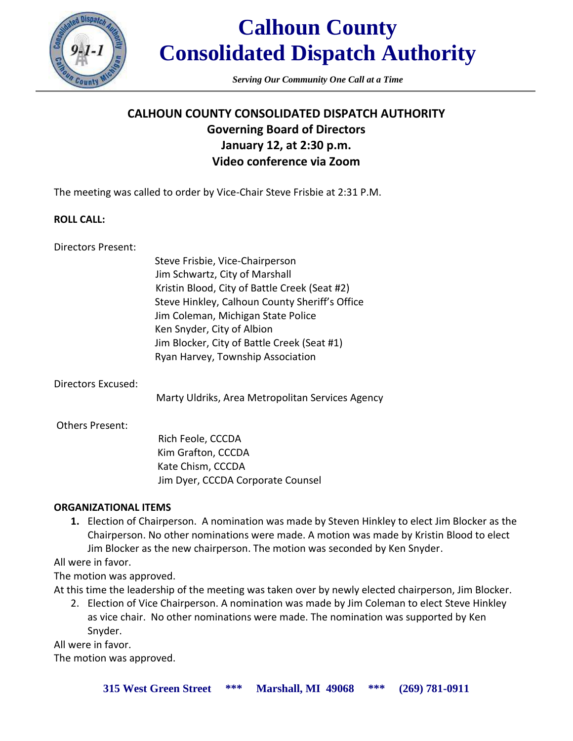# Calhoun County Consolidated Dispatch Authority

*Serving Our Community One Call at a Time*

## CALHOUN COUNTY CONSOLIDATED DISPATCH AUTHORITY
## Governing Board of Directors
## January 12, at 2:30 p.m.
## Video conference via Zoom

The meeting was called to order by Vice-Chair Steve Frisbie at 2:31 P.M.

**ROLL CALL:**

Directors Present:

- Steve Frisbie, Vice-Chairperson
- Jim Schwartz, City of Marshall
- Kristin Blood, City of Battle Creek (Seat #2)
- Steve Hinkley, Calhoun County Sheriff's Office
- Jim Coleman, Michigan State Police
- Ken Snyder, City of Albion
- Jim Blocker, City of Battle Creek (Seat #1)
- Ryan Harvey, Township Association

Directors Excused:

- Marty Uldriks, Area Metropolitan Services Agency

Others Present:

- Rich Feole, CCCDA
- Kim Grafton, CCCDA
- Kate Chism, CCCDA
- Jim Dyer, CCCDA Corporate Counsel

**ORGANIZATIONAL ITEMS**

1. Election of Chairperson. A nomination was made by Steven Hinkley to elect Jim Blocker as the Chairperson. No other nominations were made. A motion was made by Kristin Blood to elect Jim Blocker as the new chairperson. The motion was seconded by Ken Snyder.

All were in favor.
The motion was approved.
At this time the leadership of the meeting was taken over by newly elected chairperson, Jim Blocker.

2. Election of Vice Chairperson. A nomination was made by Jim Coleman to elect Steve Hinkley as vice chair. No other nominations were made. The nomination was supported by Ken Snyder.

All were in favor.
The motion was approved.

**315 West Green Street \*\*\* Marshall, MI 49068 \*\*\* (269) 781-0911**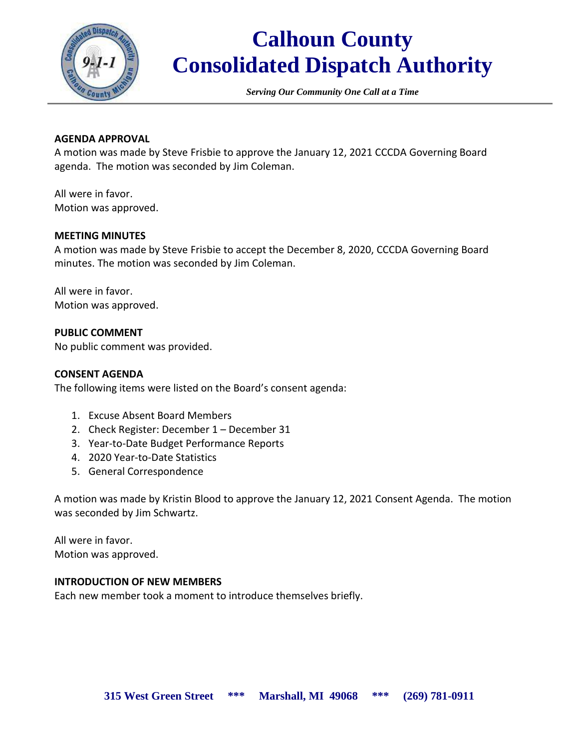**AGENDA APPROVAL**

A motion was made by Steve Frisbie to approve the January 12, 2021 CCCDA Governing Board agenda. The motion was seconded by Jim Coleman.

All were in favor.
Motion was approved.

**MEETING MINUTES**

A motion was made by Steve Frisbie to accept the December 8, 2020, CCCDA Governing Board minutes. The motion was seconded by Jim Coleman.

All were in favor.
Motion was approved.

**PUBLIC COMMENT**

No public comment was provided.

**CONSENT AGENDA**

The following items were listed on the Board's consent agenda:

1. Excuse Absent Board Members
2. Check Register: December 1 – December 31
3. Year-to-Date Budget Performance Reports
4. 2020 Year-to-Date Statistics
5. General Correspondence

A motion was made by Kristin Blood to approve the January 12, 2021 Consent Agenda. The motion was seconded by Jim Schwartz.

All were in favor.
Motion was approved.

**INTRODUCTION OF NEW MEMBERS**

Each new member took a moment to introduce themselves briefly.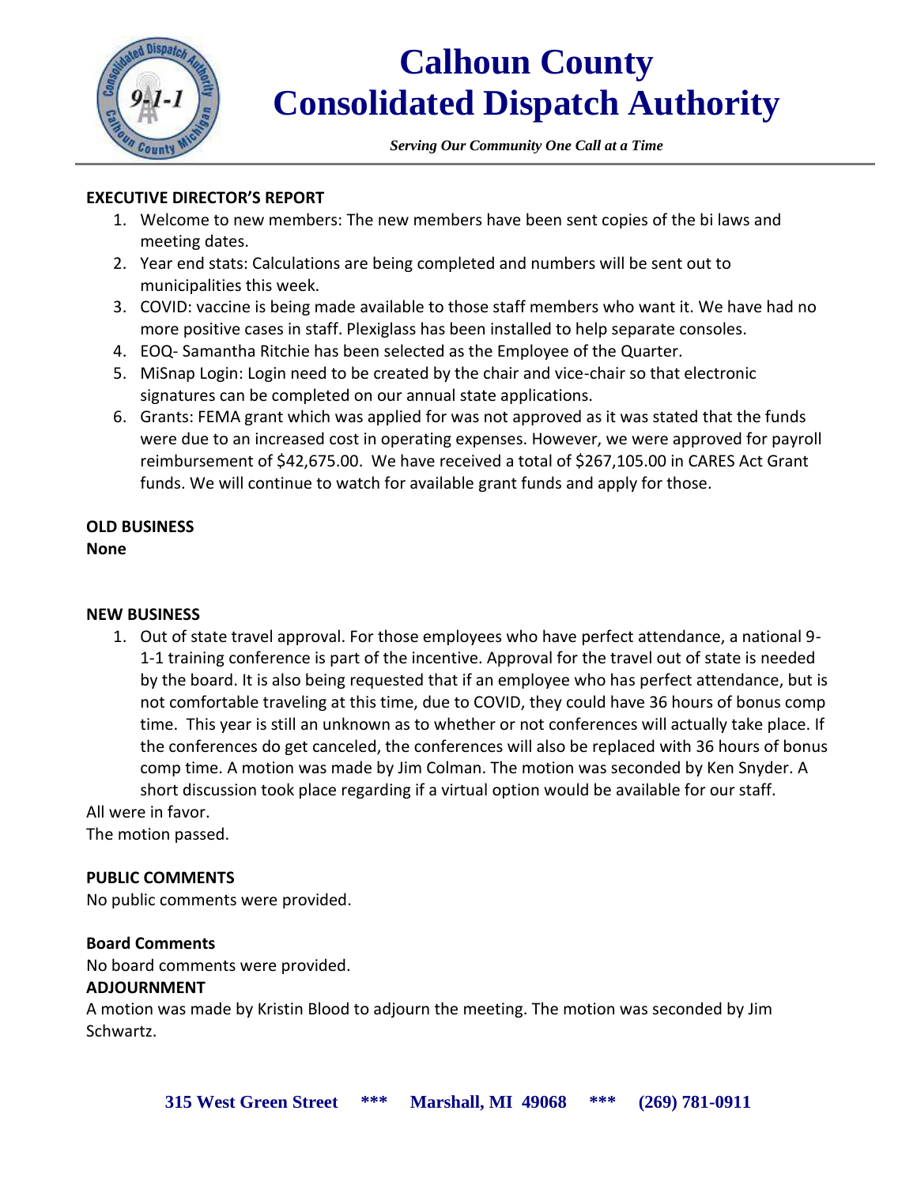# Calhoun County Consolidated Dispatch Authority

*Serving Our Community One Call at a Time*

**EXECUTIVE DIRECTOR'S REPORT**

1. Welcome to new members: The new members have been sent copies of the bi laws and meeting dates.
2. Year end stats: Calculations are being completed and numbers will be sent out to municipalities this week.
3. COVID: vaccine is being made available to those staff members who want it. We have had no more positive cases in staff. Plexiglass has been installed to help separate consoles.
4. EOQ- Samantha Ritchie has been selected as the Employee of the Quarter.
5. MiSnap Login: Login need to be created by the chair and vice-chair so that electronic signatures can be completed on our annual state applications.
6. Grants: FEMA grant which was applied for was not approved as it was stated that the funds were due to an increased cost in operating expenses. However, we were approved for payroll reimbursement of $42,675.00. We have received a total of $267,105.00 in CARES Act Grant funds. We will continue to watch for available grant funds and apply for those.

**OLD BUSINESS**
**None**

**NEW BUSINESS**

1. Out of state travel approval. For those employees who have perfect attendance, a national 9-1-1 training conference is part of the incentive. Approval for the travel out of state is needed by the board. It is also being requested that if an employee who has perfect attendance, but is not comfortable traveling at this time, due to COVID, they could have 36 hours of bonus comp time. This year is still an unknown as to whether or not conferences will actually take place. If the conferences do get canceled, the conferences will also be replaced with 36 hours of bonus comp time. A motion was made by Jim Colman. The motion was seconded by Ken Snyder. A short discussion took place regarding if a virtual option would be available for our staff.

All were in favor.
The motion passed.

**PUBLIC COMMENTS**

No public comments were provided.

**Board Comments**

No board comments were provided.

**ADJOURNMENT**

A motion was made by Kristin Blood to adjourn the meeting. The motion was seconded by Jim Schwartz.

315 West Green Street *** Marshall, MI 49068 *** (269) 781-0911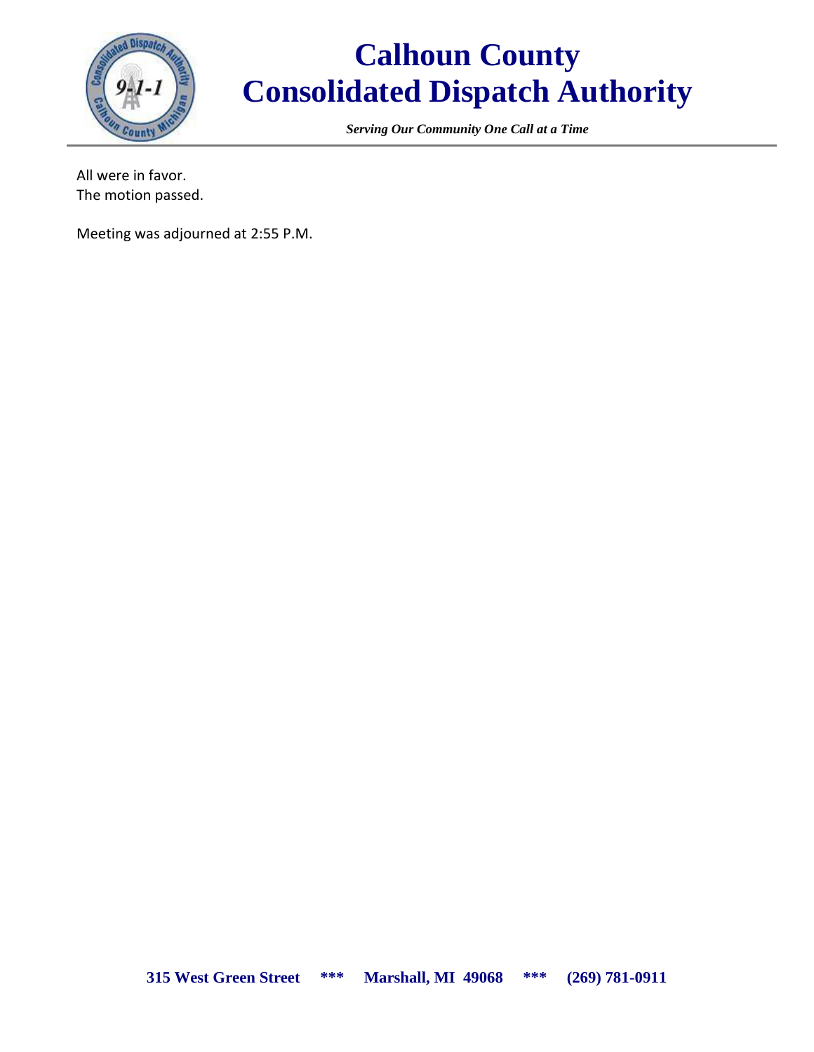All were in favor.
The motion passed.

Meeting was adjourned at 2:55 P.M.